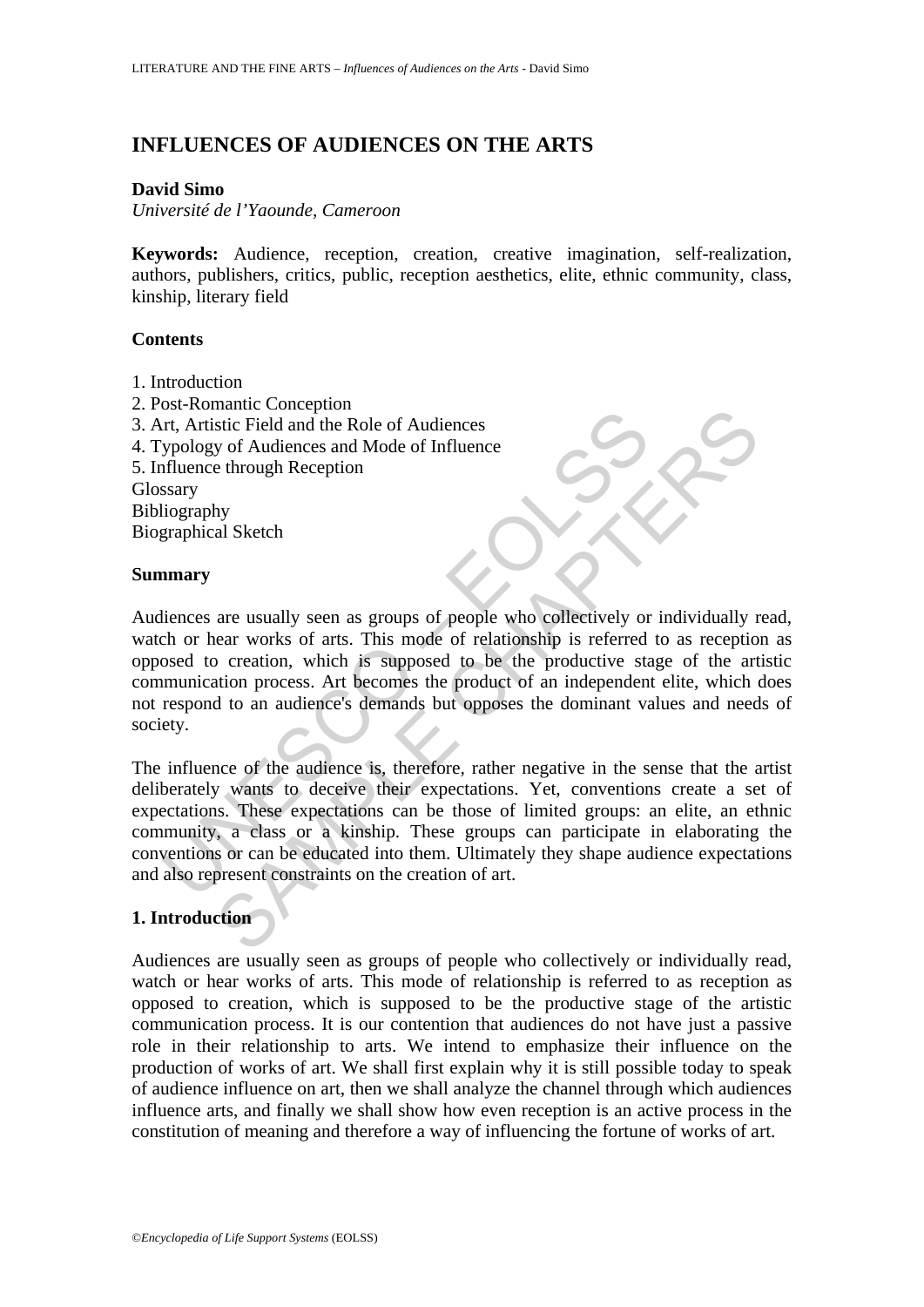# INFLUENCES OF AUDIENCES ON THE ARTS

**David Simo**
*Université de l'Yaounde, Cameroon*

**Keywords:** Audience, reception, creation, creative imagination, self-realization, authors, publishers, critics, public, reception aesthetics, elite, ethnic community, class, kinship, literary field

**Contents**

1. Introduction
2. Post-Romantic Conception
3. Art, Artistic Field and the Role of Audiences
4. Typology of Audiences and Mode of Influence
5. Influence through Reception

Glossary
Bibliography
Biographical Sketch

**Summary**

Audiences are usually seen as groups of people who collectively or individually read, watch or hear works of arts. This mode of relationship is referred to as reception as opposed to creation, which is supposed to be the productive stage of the artistic communication process. Art becomes the product of an independent elite, which does not respond to an audience's demands but opposes the dominant values and needs of society.

The influence of the audience is, therefore, rather negative in the sense that the artist deliberately wants to deceive their expectations. Yet, conventions create a set of expectations. These expectations can be those of limited groups: an elite, an ethnic community, a class or a kinship. These groups can participate in elaborating the conventions or can be educated into them. Ultimately they shape audience expectations and also represent constraints on the creation of art.

## 1. Introduction

Audiences are usually seen as groups of people who collectively or individually read, watch or hear works of arts. This mode of relationship is referred to as reception as opposed to creation, which is supposed to be the productive stage of the artistic communication process. It is our contention that audiences do not have just a passive role in their relationship to arts. We intend to emphasize their influence on the production of works of art. We shall first explain why it is still possible today to speak of audience influence on art, then we shall analyze the channel through which audiences influence arts, and finally we shall show how even reception is an active process in the constitution of meaning and therefore a way of influencing the fortune of works of art.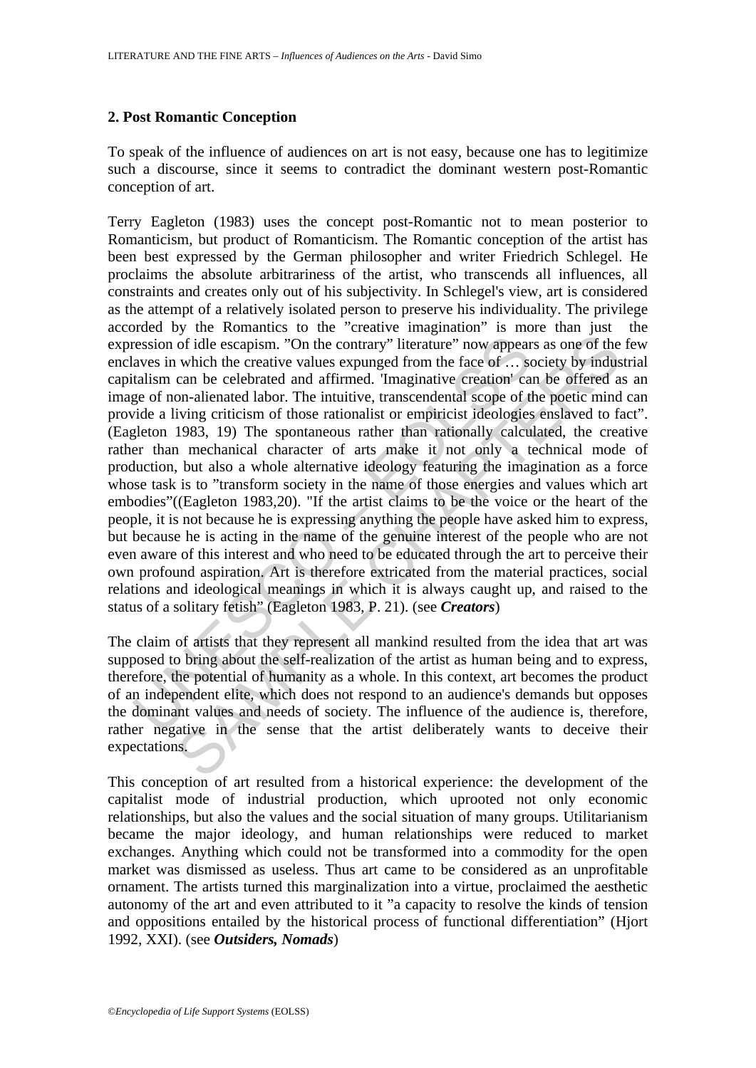## 2. Post Romantic Conception

To speak of the influence of audiences on art is not easy, because one has to legitimize such a discourse, since it seems to contradict the dominant western post-Romantic conception of art.

Terry Eagleton (1983) uses the concept post-Romantic not to mean posterior to Romanticism, but product of Romanticism. The Romantic conception of the artist has been best expressed by the German philosopher and writer Friedrich Schlegel. He proclaims the absolute arbitrariness of the artist, who transcends all influences, all constraints and creates only out of his subjectivity. In Schlegel's view, art is considered as the attempt of a relatively isolated person to preserve his individuality. The privilege accorded by the Romantics to the "creative imagination" is more than just the expression of idle escapism. "On the contrary" literature" now appears as one of the few enclaves in which the creative values expunged from the face of … society by industrial capitalism can be celebrated and affirmed. 'Imaginative creation' can be offered as an image of non-alienated labor. The intuitive, transcendental scope of the poetic mind can provide a living criticism of those rationalist or empiricist ideologies enslaved to fact". (Eagleton 1983, 19) The spontaneous rather than rationally calculated, the creative rather than mechanical character of arts make it not only a technical mode of production, but also a whole alternative ideology featuring the imagination as a force whose task is to "transform society in the name of those energies and values which art embodies"((Eagleton 1983,20). "If the artist claims to be the voice or the heart of the people, it is not because he is expressing anything the people have asked him to express, but because he is acting in the name of the genuine interest of the people who are not even aware of this interest and who need to be educated through the art to perceive their own profound aspiration. Art is therefore extricated from the material practices, social relations and ideological meanings in which it is always caught up, and raised to the status of a solitary fetish" (Eagleton 1983, P. 21). (see ***Creators***)

The claim of artists that they represent all mankind resulted from the idea that art was supposed to bring about the self-realization of the artist as human being and to express, therefore, the potential of humanity as a whole. In this context, art becomes the product of an independent elite, which does not respond to an audience's demands but opposes the dominant values and needs of society. The influence of the audience is, therefore, rather negative in the sense that the artist deliberately wants to deceive their expectations.

This conception of art resulted from a historical experience: the development of the capitalist mode of industrial production, which uprooted not only economic relationships, but also the values and the social situation of many groups. Utilitarianism became the major ideology, and human relationships were reduced to market exchanges. Anything which could not be transformed into a commodity for the open market was dismissed as useless. Thus art came to be considered as an unprofitable ornament. The artists turned this marginalization into a virtue, proclaimed the aesthetic autonomy of the art and even attributed to it "a capacity to resolve the kinds of tension and oppositions entailed by the historical process of functional differentiation" (Hjort 1992, XXI). (see ***Outsiders, Nomads***)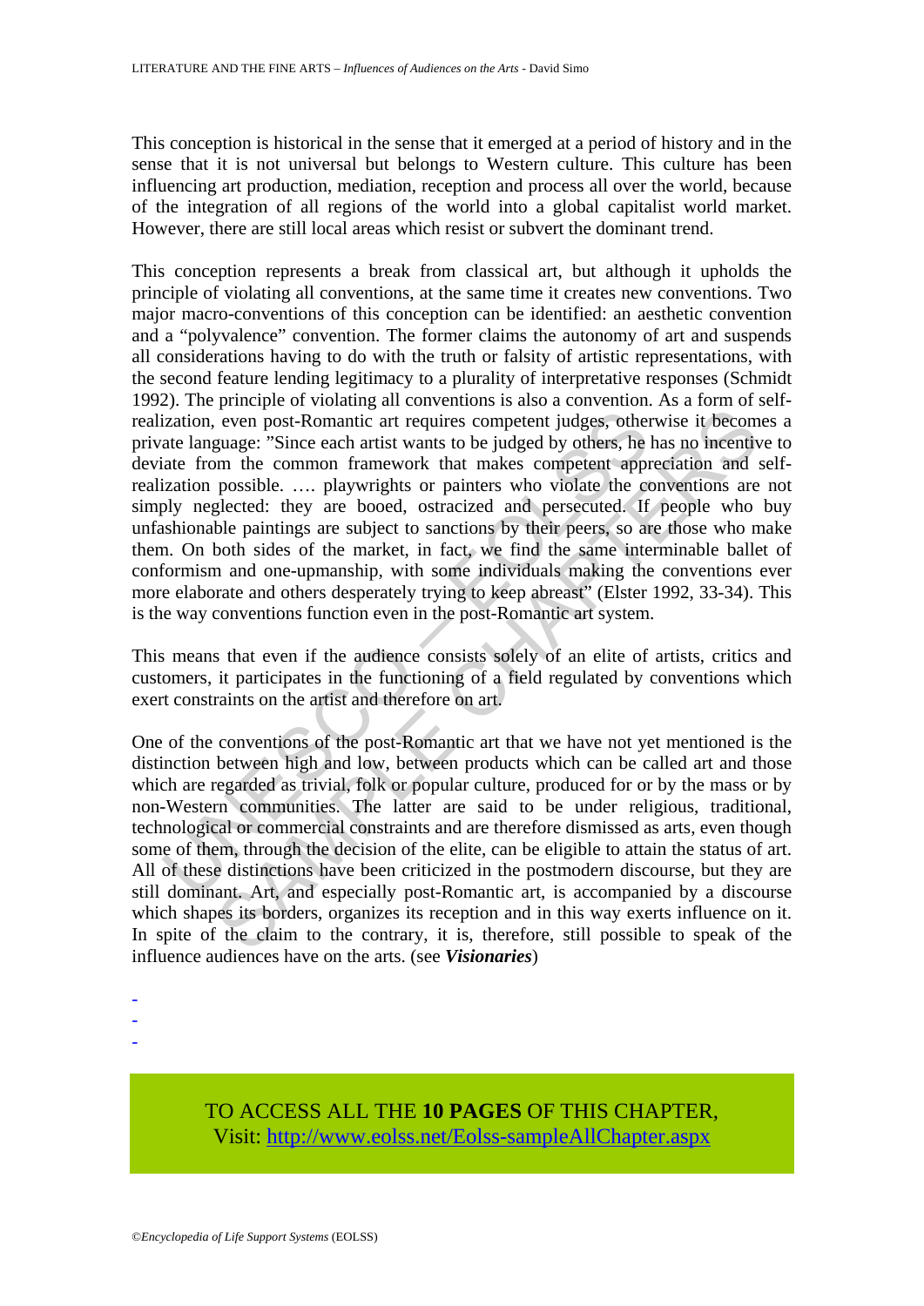This conception is historical in the sense that it emerged at a period of history and in the sense that it is not universal but belongs to Western culture. This culture has been influencing art production, mediation, reception and process all over the world, because of the integration of all regions of the world into a global capitalist world market. However, there are still local areas which resist or subvert the dominant trend.

This conception represents a break from classical art, but although it upholds the principle of violating all conventions, at the same time it creates new conventions. Two major macro-conventions of this conception can be identified: an aesthetic convention and a "polyvalence" convention. The former claims the autonomy of art and suspends all considerations having to do with the truth or falsity of artistic representations, with the second feature lending legitimacy to a plurality of interpretative responses (Schmidt 1992). The principle of violating all conventions is also a convention. As a form of self-realization, even post-Romantic art requires competent judges, otherwise it becomes a private language: "Since each artist wants to be judged by others, he has no incentive to deviate from the common framework that makes competent appreciation and self-realization possible. …. playwrights or painters who violate the conventions are not simply neglected: they are booed, ostracized and persecuted. If people who buy unfashionable paintings are subject to sanctions by their peers, so are those who make them. On both sides of the market, in fact, we find the same interminable ballet of conformism and one-upmanship, with some individuals making the conventions ever more elaborate and others desperately trying to keep abreast" (Elster 1992, 33-34). This is the way conventions function even in the post-Romantic art system.

This means that even if the audience consists solely of an elite of artists, critics and customers, it participates in the functioning of a field regulated by conventions which exert constraints on the artist and therefore on art.

One of the conventions of the post-Romantic art that we have not yet mentioned is the distinction between high and low, between products which can be called art and those which are regarded as trivial, folk or popular culture, produced for or by the mass or by non-Western communities. The latter are said to be under religious, traditional, technological or commercial constraints and are therefore dismissed as arts, even though some of them, through the decision of the elite, can be eligible to attain the status of art. All of these distinctions have been criticized in the postmodern discourse, but they are still dominant. Art, and especially post-Romantic art, is accompanied by a discourse which shapes its borders, organizes its reception and in this way exerts influence on it. In spite of the claim to the contrary, it is, therefore, still possible to speak of the influence audiences have on the arts. (see ***Visionaries***)

-
-
-

TO ACCESS ALL THE **10 PAGES** OF THIS CHAPTER,
Visit: http://www.eolss.net/Eolss-sampleAllChapter.aspx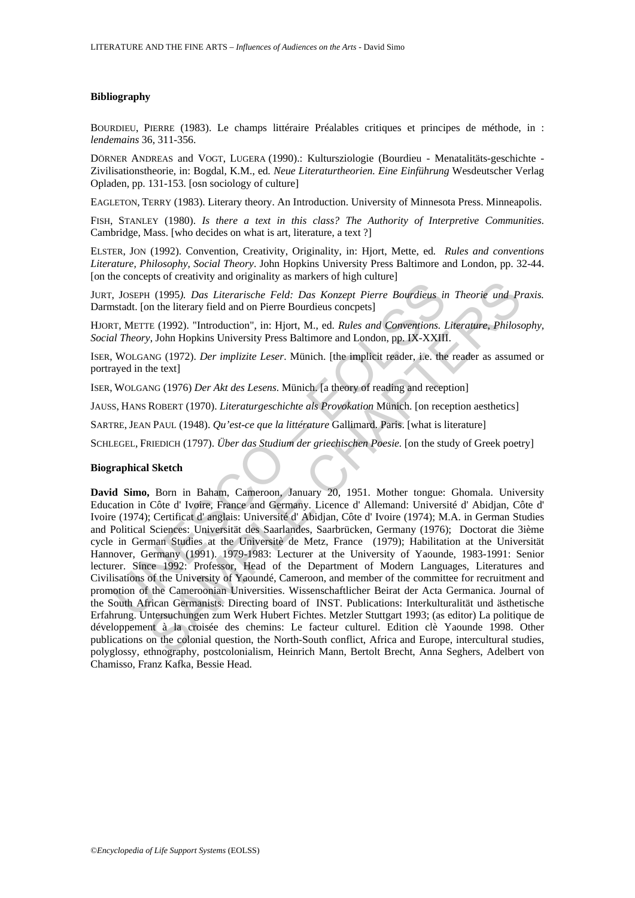### Bibliography

BOURDIEU, PIERRE (1983). Le champs littéraire Préalables critiques et principes de méthode, in : *lendemains* 36, 311-356.

DÖRNER ANDREAS and VOGT, LUGERA (1990).: Kultursziologie (Bourdieu - Menatalitäts-geschichte - Zivilisationstheorie, in: Bogdal, K.M., ed. *Neue Literaturtheorien. Eine Einführung* Wesdeutscher Verlag Opladen, pp. 131-153. [osn sociology of culture]

EAGLETON, TERRY (1983). Literary theory. An Introduction. University of Minnesota Press. Minneapolis.

FISH, STANLEY (1980). *Is there a text in this class? The Authority of Interpretive Communities*. Cambridge, Mass. [who decides on what is art, literature, a text ?]

ELSTER, JON (1992). Convention, Creativity, Originality, in: Hjort, Mette, ed. *Rules and conventions Literature, Philosophy, Social Theory*. John Hopkins University Press Baltimore and London, pp. 32-44. [on the concepts of creativity and originality as markers of high culture]

JURT, JOSEPH (1995*). Das Literarische Feld: Das Konzept Pierre Bourdieus in Theorie und Praxis.* Darmstadt. [on the literary field and on Pierre Bourdieus concpets]

HJORT, METTE (1992). "Introduction", in: Hjort, M., ed. *Rules and Conventions. Literature, Philosophy, Social Theory*, John Hopkins University Press Baltimore and London, pp. IX-XXIII.

ISER, WOLGANG (1972). *Der implizite Leser*. Münich. [the implicit reader, i.e. the reader as assumed or portrayed in the text]

ISER, WOLGANG (1976) *Der Akt des Lesens*. Münich. [a theory of reading and reception]

JAUSS, HANS ROBERT (1970). *Literaturgeschichte als Provokation* Münich. [on reception aesthetics]

SARTRE, JEAN PAUL (1948). *Qu'est-ce que la littérature* Gallimard. Paris. [what is literature]

SCHLEGEL, FRIEDICH (1797). *Über das Studium der griechischen Poesie.* [on the study of Greek poetry]

### Biographical Sketch

**David Simo,** Born in Baham, Cameroon, January 20, 1951. Mother tongue: Ghomala. University Education in Côte d' Ivoire, France and Germany. Licence d' Allemand: Université d' Abidjan, Côte d' Ivoire (1974); Certificat d' anglais: Université d' Abidjan, Côte d' Ivoire (1974); M.A. in German Studies and Political Sciences: Universität des Saarlandes, Saarbrücken, Germany (1976); Doctorat die 3ième cycle in German Studies at the Universitè de Metz, France (1979); Habilitation at the Universität Hannover, Germany (1991). 1979-1983: Lecturer at the University of Yaounde, 1983-1991: Senior lecturer. Since 1992: Professor, Head of the Department of Modern Languages, Literatures and Civilisations of the University of Yaoundé, Cameroon, and member of the committee for recruitment and promotion of the Cameroonian Universities. Wissenschaftlicher Beirat der Acta Germanica. Journal of the South African Germanists. Directing board of INST. Publications: Interkulturalität und ästhetische Erfahrung. Untersuchungen zum Werk Hubert Fichtes. Metzler Stuttgart 1993; (as editor) La politique de développement à la croisée des chemins: Le facteur culturel. Edition clè Yaounde 1998. Other publications on the colonial question, the North-South conflict, Africa and Europe, intercultural studies, polyglossy, ethnography, postcolonialism, Heinrich Mann, Bertolt Brecht, Anna Seghers, Adelbert von Chamisso, Franz Kafka, Bessie Head.